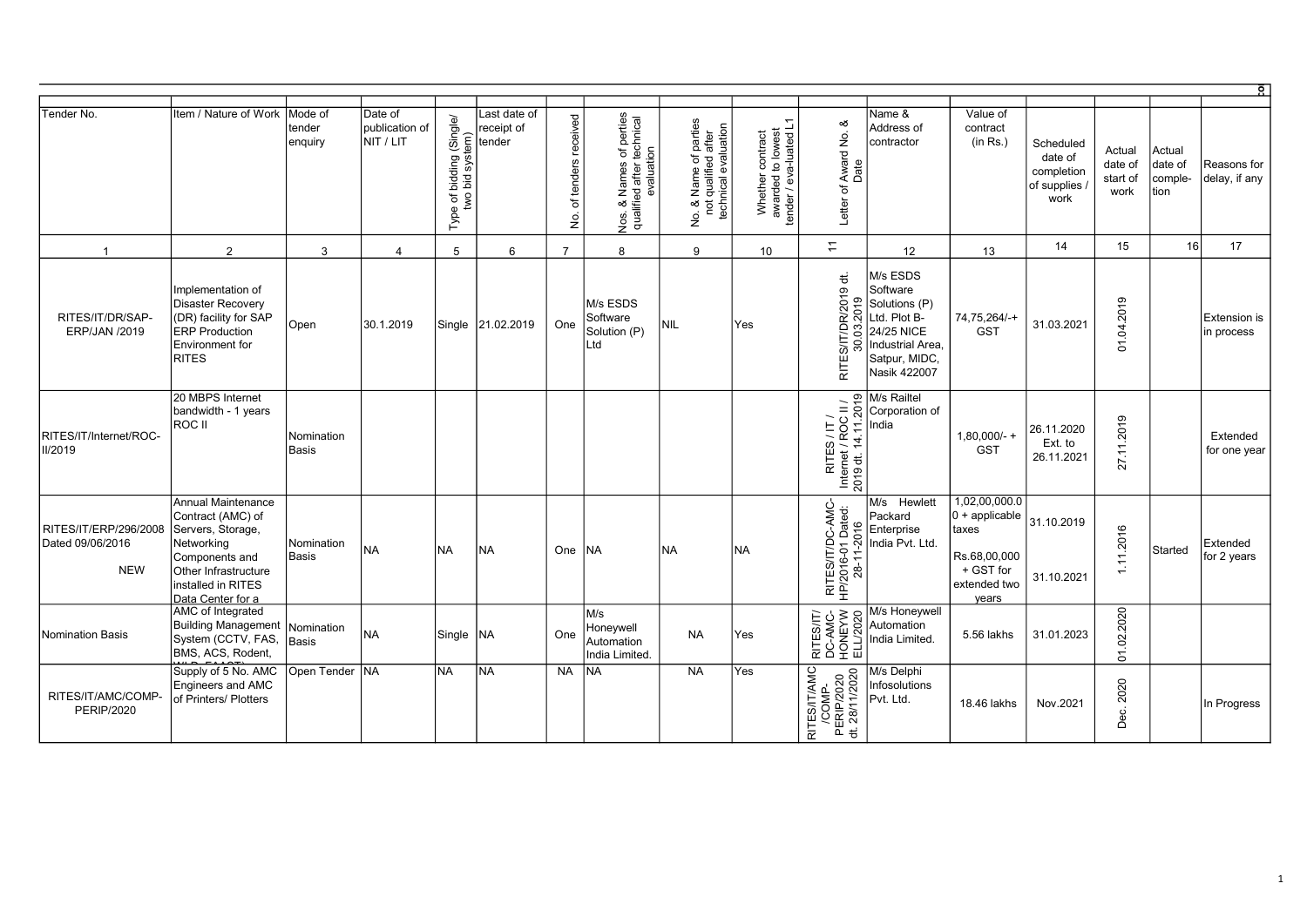| Tender No. | Item / Nature of Work | Mode of tender enquiry | Date of publication of NIT / LIT | Type of bidding (Single/ two bid system) | Last date of receipt of tender | No. of tenders received | Nos. & Names of perties qualified after technical evaluation | No. & Name of parties not qualified after technical evaluation | Whether contract awarded to lowest tender / eva-luated L1 | Letter of Award No. & Date | Name & Address of contractor | Value of contract (in Rs.) | Scheduled date of completion of supplies / work | Actual date of start of work | Actual date of comple-tion | Reasons for delay, if any |
|---|---|---|---|---|---|---|---|---|---|---|---|---|---|---|---|---|
| 1 | 2 | 3 | 4 | 5 | 6 | 7 | 8 | 9 | 10 | 11 | 12 | 13 | 14 | 15 | 16 | 17 |
| RITES/IT/DR/SAP-ERP/JAN /2019 | Implementation of Disaster Recovery (DR) facility for SAP ERP Production Environment for RITES | Open | 30.1.2019 | Single | 21.02.2019 | One | M/s ESDS Software Solution (P) Ltd | NIL | Yes | RITES/IT/DR/2019 dt. 30.03.2019 | M/s ESDS Software Solutions (P) Ltd. Plot B-24/25 NICE Industrial Area, Satpur, MIDC, Nasik 422007 | 74,75,264/-+ GST | 31.03.2021 | 01.04.2019 | | Extension is in process |
| RITES/IT/Internet/ROC-II/2019 | 20 MBPS Internet bandwidth - 1 years ROC II | Nomination Basis | | | | | | | | RITES / IT / Internet / ROC II / 2019 dt. 14.11.2019 | M/s Railtel Corporation of India | 1,80,000/- + GST | 26.11.2020 Ext. to 26.11.2021 | 27.11.2019 | | Extended for one year |
| RITES/IT/ERP/296/2008 Dated 09/06/2016 NEW | Annual Maintenance Contract (AMC) of Servers, Storage, Networking Components and Other Infrastructure installed in RITES Data Center for a | Nomination Basis | NA | NA | NA | One | NA | NA | NA | RITES/IT/DC-AMC-HP/2016-01 Dated: 28-11-2016 | M/s Hewlett Packard Enterprise India Pvt. Ltd. | 1,02,00,000.00 + applicable taxes Rs.68,00,000 + GST for extended two years | 31.10.2019 31.10.2021 | 1.11.2016 | Started | Extended for 2 years |
| Nomination Basis | AMC of Integrated Building Management System (CCTV, FAS, BMS, ACS, Rodent, | Nomination Basis | NA | Single | NA | One | M/s Honeywell Automation India Limited. | NA | Yes | RITES/IT/ DC-AMC-HONEYWELL/2020 | M/s Honeywell Automation India Limited. | 5.56 lakhs | 31.01.2023 | 01.02.2020 | | |
| RITES/IT/AMC/COMP-PERIP/2020 | Supply of 5 No. AMC Engineers and AMC of Printers/ Plotters | Open Tender | NA | NA | NA | NA | NA | NA | Yes | RITES/IT/AMC /COMP-PERIP/2020 dt. 28/11/2020 | M/s Delphi Infosolutions Pvt. Ltd. | 18.46 lakhs | Nov.2021 | Dec. 2020 | | In Progress |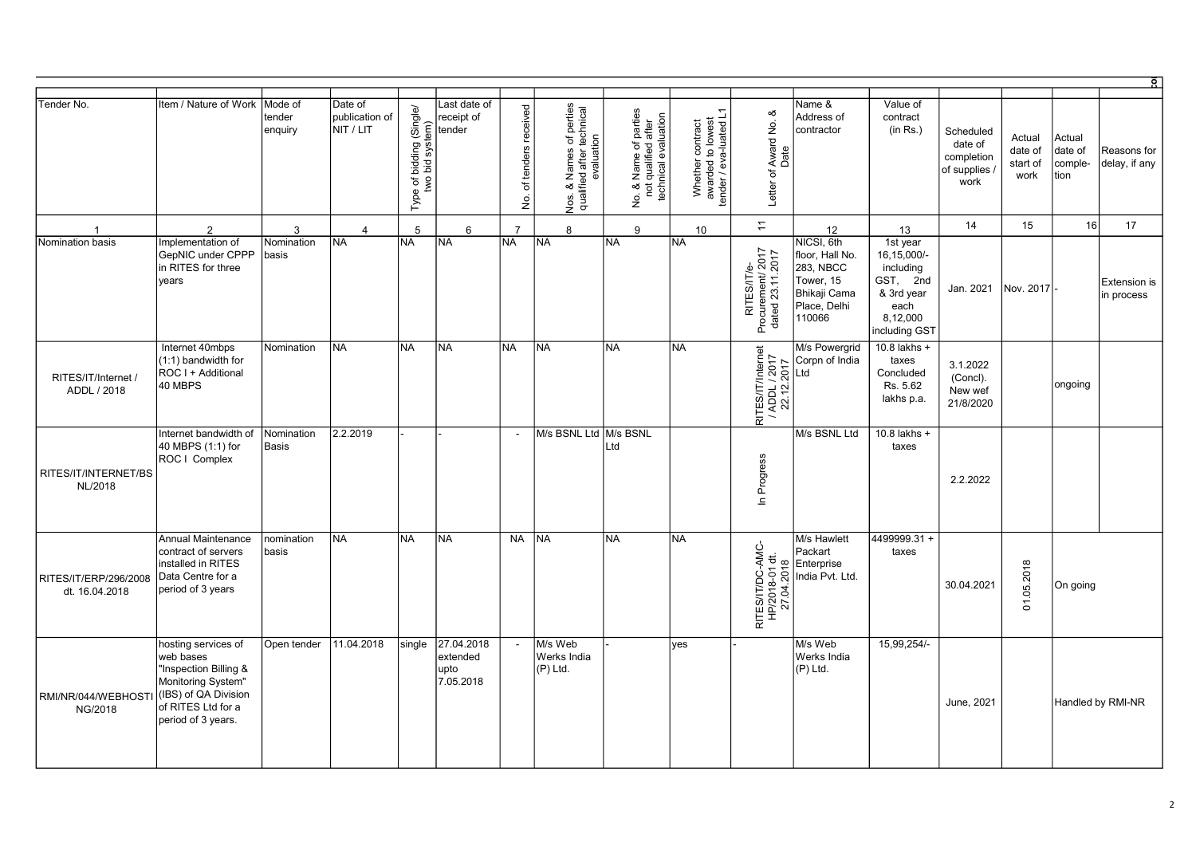| Tender No. | Item / Nature of Work | Mode of tender enquiry | Date of publication of NIT / LIT | Type of bidding (Single/ two bid system) | Last date of receipt of tender | No. of tenders received | Nos. & Names of perties qualified after technical evaluation | No. & Name of parties not qualified after technical evaluation | Whether contract awarded to lowest tender / eva-luated L1 | Letter of Award No. & Date | Name & Address of contractor | Value of contract (in Rs.) | Scheduled date of completion of supplies / work | Actual date of start of work | Actual date of comple-tion | Reasons for delay, if any |
|---|---|---|---|---|---|---|---|---|---|---|---|---|---|---|---|---|
| 1 | 2 | 3 | 4 | 5 | 6 | 7 | 8 | 9 | 10 | 11 | 12 | 13 | 14 | 15 | 16 | 17 |
| Nomination basis | Implementation of GepNIC under CPPP in RITES for three years | Nomination basis | NA | NA | NA | NA | NA | NA | NA | RITES/IT/e-Procurement/ 2017 dated 23.11.2017 | NICSI, 6th floor, Hall No. 283, NBCC Tower, 15 Bhikaji Cama Place, Delhi 110066 | 1st year 16,15,000/- including GST, 2nd & 3rd year each 8,12,000 including GST | Jan. 2021 | Nov. 2017 | - | Extension is in process |
| RITES/IT/Internet / ADDL / 2018 | Internet 40mbps (1:1) bandwidth for ROC I + Additional 40 MBPS | Nomination | NA | NA | NA | NA | NA | NA | NA | RITES/IT/Internet / ADDL / 2017 22.12.2017 | M/s Powergrid Corpn of India Ltd | 10.8 lakhs + taxes Concluded Rs. 5.62 lakhs p.a. | 3.1.2022 (Concl). New wef 21/8/2020 | | ongoing | |
| RITES/IT/INTERNET/BSNL/2018 | Internet bandwidth of 40 MBPS (1:1) for ROC I Complex | Nomination Basis | 2.2.2019 | - | - | - | M/s BSNL Ltd | M/s BSNL Ltd | | In Progress | M/s BSNL Ltd | 10.8 lakhs + taxes | 2.2.2022 | | | |
| RITES/IT/ERP/296/2008 dt. 16.04.2018 | Annual Maintenance contract of servers installed in RITES Data Centre for a period of 3 years | nomination basis | NA | NA | NA | NA | NA | NA | NA | RITES/IT/DC-AMC-HP/2018-01 dt. 27.04.2018 | M/s Hawlett Packart Enterprise India Pvt. Ltd. | 4499999.31 + taxes | 30.04.2021 | 01.05.2018 | On going | |
| RMI/NR/044/WEBHOSTING/2018 | hosting services of web bases "Inspection Billing & Monitoring System" (IBS) of QA Division of RITES Ltd for a period of 3 years. | Open tender | 11.04.2018 | single | 27.04.2018 extended upto 7.05.2018 | - | M/s Web Werks India (P) Ltd. | - | yes | - | M/s Web Werks India (P) Ltd. | 15,99,254/- | June, 2021 | | Handled by RMI-NR | |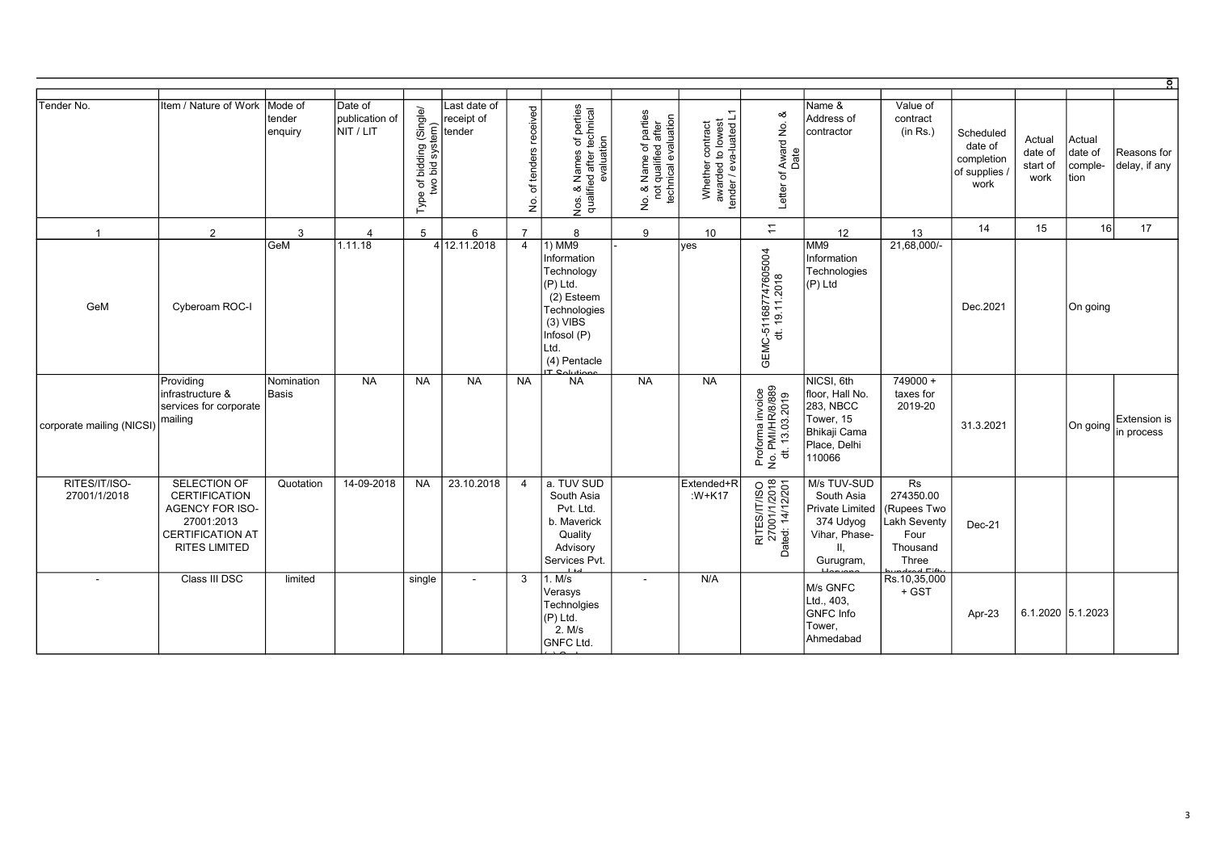| Tender No. | Item / Nature of Work | Mode of tender enquiry | Date of publication of NIT / LIT | Type of bidding (Single/ two bid system) | Last date of receipt of tender | No. of tenders received | Nos. & Names of perties qualified after technical evaluation | No. & Name of parties not qualified after technical evaluation | Whether contract awarded to lowest tender / eva-luated L1 | Letter of Award No. & Date | Name & Address of contractor | Value of contract (in Rs.) | Scheduled date of completion of supplies / work | Actual date of start of work | Actual date of comple-tion | Reasons for delay, if any |
|---|---|---|---|---|---|---|---|---|---|---|---|---|---|---|---|---|
| 1 | 2 | 3 | 4 | 5 | 6 | 7 | 8 | 9 | 10 | 11 | 12 | 13 | 14 | 15 | 16 | 17 |
| GeM | Cyberoam ROC-I | GeM | 1.11.18 | 4 | 12.11.2018 | 4 | 1) MM9 Information Technology (P) Ltd. (2) Esteem Technologies (3) VIBS Infosol (P) Ltd. (4) Pentacle IT Solutions | - | yes | GEMC-511687747605004 dt. 19.11.2018 | MM9 Information Technologies (P) Ltd | 21,68,000/- | Dec.2021 | | On going | |
| corporate mailing (NICSI) | Providing infrastructure & services for corporate mailing | Nomination Basis | NA | NA | NA | NA | NA | NA | NA | Proforma invoice No. PMI/HR/8/889 dt. 13.03.2019 | NICSI, 6th floor, Hall No. 283, NBCC Tower, 15 Bhikaji Cama Place, Delhi 110066 | 749000 + taxes for 2019-20 | 31.3.2021 | | On going | Extension is in process |
| RITES/IT/ISO-27001/1/2018 | SELECTION OF CERTIFICATION AGENCY FOR ISO-27001:2013 CERTIFICATION AT RITES LIMITED | Quotation | 14-09-2018 | NA | 23.10.2018 | 4 | a. TUV SUD South Asia Pvt. Ltd. b. Maverick Quality Advisory Services Pvt. Ltd | | Extended+R:W+K17 | RITES/IT/ISO 27001/1/2018 Dated: 14/12/201 | M/s TUV-SUD South Asia Private Limited 374 Udyog Vihar, Phase-II, Gurugram, Haryana | Rs 274350.00 (Rupees Two Lakh Seventy Four Thousand Three hundred Fifty | Dec-21 | | | |
| - | Class III DSC | limited | | single | - | 3 | 1. M/s Verasys Technolgies (P) Ltd. 2. M/s GNFC Ltd. (3) Sach... | - | N/A | | M/s GNFC Ltd., 403, GNFC Info Tower, Ahmedabad | Rs.10,35,000 + GST | Apr-23 | 6.1.2020 | 5.1.2023 | |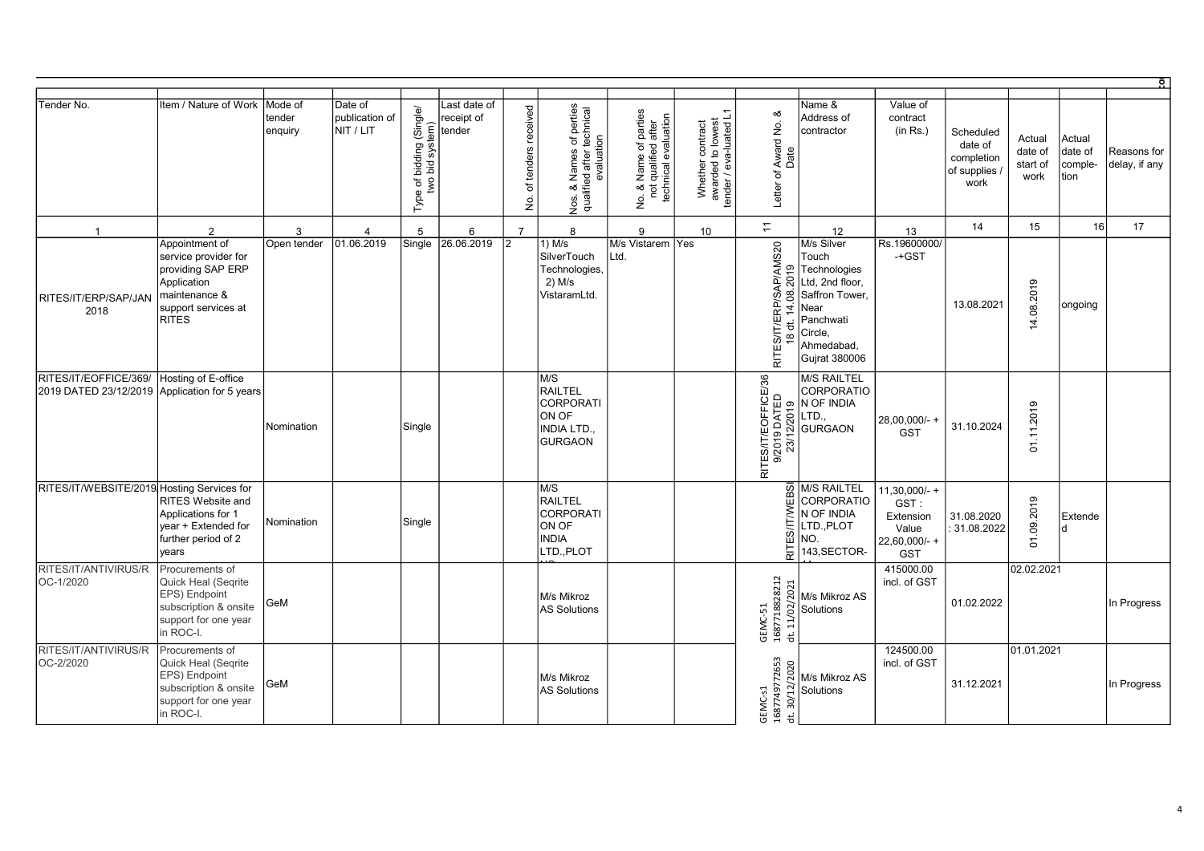| Tender No. | Item / Nature of Work | Mode of tender enquiry | Date of publication of NIT / LIT | Type of bidding (Single/ two bid system) | Last date of receipt of tender | No. of tenders received | Nos. & Names of perties qualified after technical evaluation | No. & Name of parties not qualified after technical evaluation | Whether contract awarded to lowest tender / eva-luated L1 | Letter of Award No. & Date | Name & Address of contractor | Value of contract (in Rs.) | Scheduled date of completion of supplies / work | Actual date of start of work | Actual date of comple-tion | Reasons for delay, if any |
|---|---|---|---|---|---|---|---|---|---|---|---|---|---|---|---|---|
| 1 | 2 | 3 | 4 | 5 | 6 | 7 | 8 | 9 | 10 | 11 | 12 | 13 | 14 | 15 | 16 | 17 |
| RITES/IT/ERP/SAP/JAN 2018 | Appointment of service provider for providing SAP ERP Application maintenance & support services at RITES | Open tender | 01.06.2019 | Single | 26.06.2019 | 2 | 1) M/s SilverTouch Technologies, 2) M/s VistaramLtd. | M/s Vistarem Ltd. | Yes | RITES/IT/ERP/SAP/AMS2018 dt. 14.08.2019 | M/s Silver Touch Technologies Ltd, 2nd floor, Saffron Tower, Near Panchwati Circle, Ahmedabad, Gujrat 380006 | Rs.19600000/-+GST | 13.08.2021 | 14.08.2019 | ongoing | |
| RITES/IT/EOFFICE/369/2019 DATED 23/12/2019 | Hosting of E-office Application for 5 years | Nomination | | Single | | | M/S RAILTEL CORPORATION OF INDIA LTD., GURGAON | | | RITES/IT/EOFFICE/369/2019 DATED 23/12/2019 | M/S RAILTEL CORPORATION OF INDIA LTD., GURGAON | 28,00,000/- + GST | 31.10.2024 | 01.11.2019 | | |
| RITES/IT/WEBSITE/2019 | Hosting Services for RITES Website and Applications for 1 year + Extended for further period of 2 years | Nomination | | Single | | | M/S RAILTEL CORPORATION OF INDIA LTD.,PLOT NO. | | | RITES/IT/WEBSI | M/S RAILTEL CORPORATION OF INDIA LTD.,PLOT NO. 143,SECTOR- | 11,30,000/- + GST : Extension Value 22,60,000/- + GST | 31.08.2020 : 31.08.2022 | 01.09.2019 | Extended | |
| RITES/IT/ANTIVIRUS/ROC-1/2020 | Procurements of Quick Heal (Seqrite EPS) Endpoint subscription & onsite support for one year in ROC-I. | GeM | | | | | M/s Mikroz AS Solutions | | | GEMC-51 1687718828212 dt. 11/02/2021 | M/s Mikroz AS Solutions | 415000.00 incl. of GST | 01.02.2022 | 02.02.2021 | | In Progress |
| RITES/IT/ANTIVIRUS/ROC-2/2020 | Procurements of Quick Heal (Seqrite EPS) Endpoint subscription & onsite support for one year in ROC-I. | GeM | | | | | M/s Mikroz AS Solutions | | | GEMC-s1 1687749772653 dt. 30/12/2020 | M/s Mikroz AS Solutions | 124500.00 incl. of GST | 31.12.2021 | 01.01.2021 | | In Progress |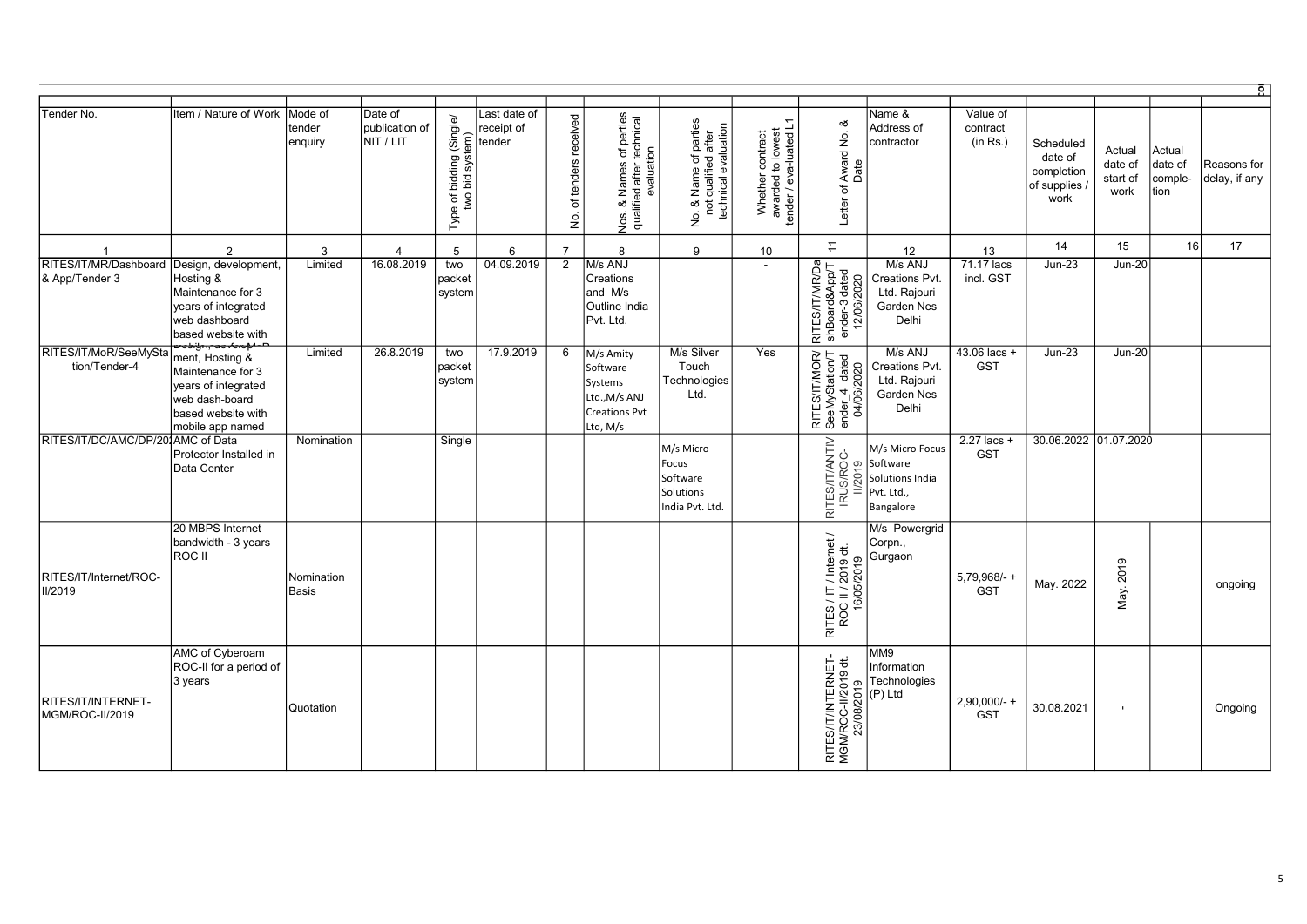| Tender No. | Item / Nature of Work | Mode of tender enquiry | Date of publication of NIT / LIT | Type of bidding (Single/ two bid system) | Last date of receipt of tender | No. of tenders received | Nos. & Names of perties qualified after technical evaluation | No. & Name of parties not qualified after technical evaluation | Whether contract awarded to lowest tender / eva-luated L1 | Letter of Award No. & Date | Name & Address of contractor | Value of contract (in Rs.) | Scheduled date of completion of supplies / work | Actual date of start of work | Actual date of comple-tion | Reasons for delay, if any |
|---|---|---|---|---|---|---|---|---|---|---|---|---|---|---|---|---|
| 1 | 2 | 3 | 4 | 5 | 6 | 7 | 8 | 9 | 10 | 11 | 12 | 13 | 14 | 15 | 16 | 17 |
| RITES/IT/MR/Dashboard & App/Tender 3 | Design, development, Hosting & Maintenance for 3 years of integrated web dashboard based website with | Limited | 16.08.2019 | two packet system | 04.09.2019 | 2 | M/s ANJ Creations and M/s Outline India Pvt. Ltd. | | - | RITES/IT/MR/DashBoard&App/Tender-3 dated 12/06/2020 | M/s ANJ Creations Pvt. Ltd. Rajouri Garden Nes Delhi | 71.17 lacs incl. GST | Jun-23 | Jun-20 | | |
| RITES/IT/MoR/SeeMyStation/Tender-4 | Design, development, Hosting & Maintenance for 3 years of integrated web dash-board based website with mobile app named | Limited | 26.8.2019 | two packet system | 17.9.2019 | 6 | M/s Amity Software Systems Ltd.,M/s ANJ Creations Pvt Ltd, M/s | M/s Silver Touch Technologies Ltd. | Yes | RITES/IT/MOR/SeeMyStation/Tender_4 dated 04/06/2020 | M/s ANJ Creations Pvt. Ltd. Rajouri Garden Nes Delhi | 43.06 lacs + GST | Jun-23 | Jun-20 | | |
| RITES/IT/DC/AMC/DP/20 | AMC of Data Protector Installed in Data Center | Nomination | | Single | | | | M/s Micro Focus Software Solutions India Pvt. Ltd. | | RITES/IT/ANTIVIRUS/ROC-II/2019 | M/s Micro Focus Software Solutions India Pvt. Ltd., Bangalore | 2.27 lacs + GST | 30.06.2022 | 01.07.2020 | | |
| RITES/IT/Internet/ROC-II/2019 | 20 MBPS Internet bandwidth - 3 years ROC II | Nomination Basis | | | | | | | | RITES / IT / Internet / ROC II / 2019 dt. 16/05/2019 | M/s Powergrid Corpn., Gurgaon | 5,79,968/- + GST | May. 2022 | May. 2019 | | ongoing |
| RITES/IT/INTERNET-MGM/ROC-II/2019 | AMC of Cyberoam ROC-II for a period of 3 years | Quotation | | | | | | | | RITES/IT/INTERNET-MGM/ROC-II/2019 dt. 23/08/2019 | MM9 Information Technologies (P) Ltd | 2,90,000/- + GST | 30.08.2021 | - | | Ongoing |